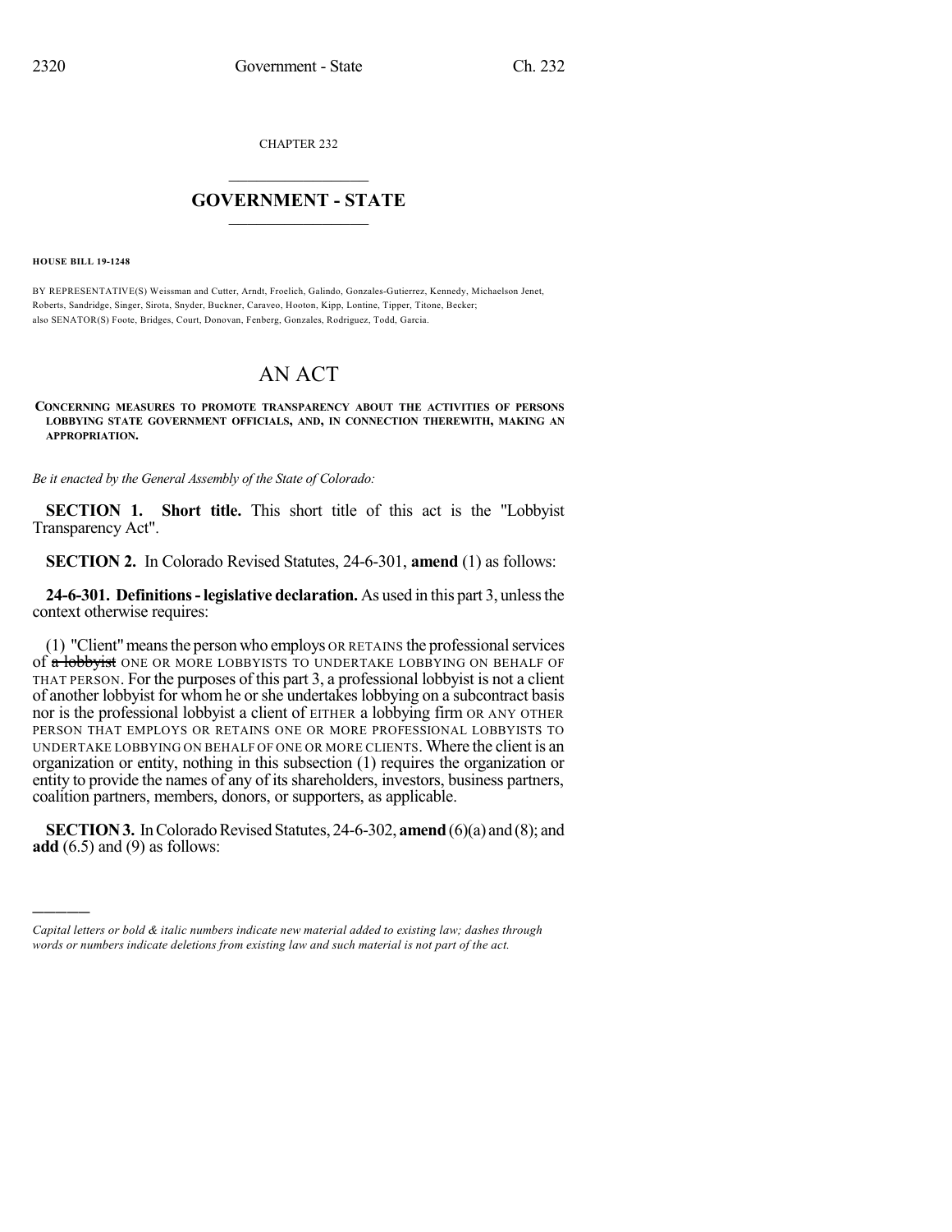CHAPTER 232

# GOVERNMENT - STATE

**HOUSE BILL 19-1248**

BY REPRESENTATIVE(S) Weissman and Cutter, Arndt, Froelich, Galindo, Gonzales-Gutierrez, Kennedy, Michaelson Jenet, Roberts, Sandridge, Singer, Sirota, Snyder, Buckner, Caraveo, Hooton, Kipp, Lontine, Tipper, Titone, Becker; also SENATOR(S) Foote, Bridges, Court, Donovan, Fenberg, Gonzales, Rodriguez, Todd, Garcia.

# AN ACT

**CONCERNING MEASURES TO PROMOTE TRANSPARENCY ABOUT THE ACTIVITIES OF PERSONS LOBBYING STATE GOVERNMENT OFFICIALS, AND, IN CONNECTION THEREWITH, MAKING AN APPROPRIATION.**

*Be it enacted by the General Assembly of the State of Colorado:*

**SECTION 1. Short title.** This short title of this act is the "Lobbyist Transparency Act".

**SECTION 2.** In Colorado Revised Statutes, 24-6-301, **amend** (1) as follows:

**24-6-301. Definitions - legislative declaration.** As used in this part 3, unless the context otherwise requires:

(1) "Client" means the person who employs OR RETAINS the professional services of ~~a lobbyist~~ ONE OR MORE LOBBYISTS TO UNDERTAKE LOBBYING ON BEHALF OF THAT PERSON. For the purposes of this part 3, a professional lobbyist is not a client of another lobbyist for whom he or she undertakes lobbying on a subcontract basis nor is the professional lobbyist a client of EITHER a lobbying firm OR ANY OTHER PERSON THAT EMPLOYS OR RETAINS ONE OR MORE PROFESSIONAL LOBBYISTS TO UNDERTAKE LOBBYING ON BEHALF OF ONE OR MORE CLIENTS. Where the client is an organization or entity, nothing in this subsection (1) requires the organization or entity to provide the names of any of its shareholders, investors, business partners, coalition partners, members, donors, or supporters, as applicable.

**SECTION 3.** In Colorado Revised Statutes, 24-6-302, **amend** (6)(a) and (8); and **add** (6.5) and (9) as follows:

---

*Capital letters or bold & italic numbers indicate new material added to existing law; dashes through words or numbers indicate deletions from existing law and such material is not part of the act.*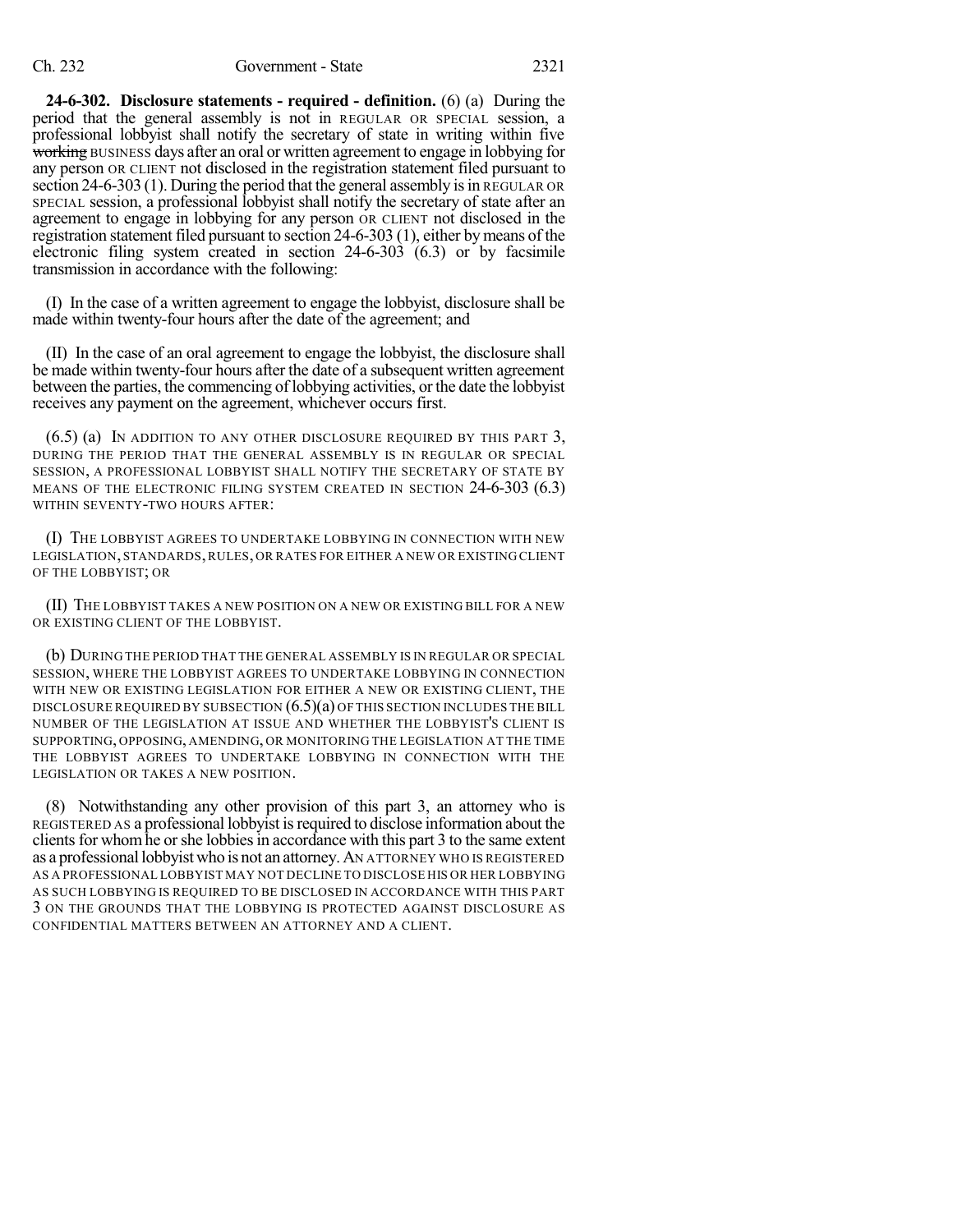**24-6-302. Disclosure statements - required - definition.** (6) (a) During the period that the general assembly is not in REGULAR OR SPECIAL session, a professional lobbyist shall notify the secretary of state in writing within five ~~working~~ BUSINESS days after an oral or written agreement to engage in lobbying for any person OR CLIENT not disclosed in the registration statement filed pursuant to section 24-6-303 (1). During the period that the general assembly is in REGULAR OR SPECIAL session, a professional lobbyist shall notify the secretary of state after an agreement to engage in lobbying for any person OR CLIENT not disclosed in the registration statement filed pursuant to section 24-6-303 (1), either by means of the electronic filing system created in section 24-6-303 (6.3) or by facsimile transmission in accordance with the following:

(I) In the case of a written agreement to engage the lobbyist, disclosure shall be made within twenty-four hours after the date of the agreement; and

(II) In the case of an oral agreement to engage the lobbyist, the disclosure shall be made within twenty-four hours after the date of a subsequent written agreement between the parties, the commencing of lobbying activities, or the date the lobbyist receives any payment on the agreement, whichever occurs first.

(6.5) (a) IN ADDITION TO ANY OTHER DISCLOSURE REQUIRED BY THIS PART 3, DURING THE PERIOD THAT THE GENERAL ASSEMBLY IS IN REGULAR OR SPECIAL SESSION, A PROFESSIONAL LOBBYIST SHALL NOTIFY THE SECRETARY OF STATE BY MEANS OF THE ELECTRONIC FILING SYSTEM CREATED IN SECTION 24-6-303 (6.3) WITHIN SEVENTY-TWO HOURS AFTER:

(I) THE LOBBYIST AGREES TO UNDERTAKE LOBBYING IN CONNECTION WITH NEW LEGISLATION, STANDARDS, RULES, OR RATES FOR EITHER A NEW OR EXISTING CLIENT OF THE LOBBYIST; OR

(II) THE LOBBYIST TAKES A NEW POSITION ON A NEW OR EXISTING BILL FOR A NEW OR EXISTING CLIENT OF THE LOBBYIST.

(b) DURING THE PERIOD THAT THE GENERAL ASSEMBLY IS IN REGULAR OR SPECIAL SESSION, WHERE THE LOBBYIST AGREES TO UNDERTAKE LOBBYING IN CONNECTION WITH NEW OR EXISTING LEGISLATION FOR EITHER A NEW OR EXISTING CLIENT, THE DISCLOSURE REQUIRED BY SUBSECTION (6.5)(a) OF THIS SECTION INCLUDES THE BILL NUMBER OF THE LEGISLATION AT ISSUE AND WHETHER THE LOBBYIST'S CLIENT IS SUPPORTING, OPPOSING, AMENDING, OR MONITORING THE LEGISLATION AT THE TIME THE LOBBYIST AGREES TO UNDERTAKE LOBBYING IN CONNECTION WITH THE LEGISLATION OR TAKES A NEW POSITION.

(8) Notwithstanding any other provision of this part 3, an attorney who is REGISTERED AS a professional lobbyist is required to disclose information about the clients for whom he or she lobbies in accordance with this part 3 to the same extent as a professional lobbyist who is not an attorney. AN ATTORNEY WHO IS REGISTERED AS A PROFESSIONAL LOBBYIST MAY NOT DECLINE TO DISCLOSE HIS OR HER LOBBYING AS SUCH LOBBYING IS REQUIRED TO BE DISCLOSED IN ACCORDANCE WITH THIS PART 3 ON THE GROUNDS THAT THE LOBBYING IS PROTECTED AGAINST DISCLOSURE AS CONFIDENTIAL MATTERS BETWEEN AN ATTORNEY AND A CLIENT.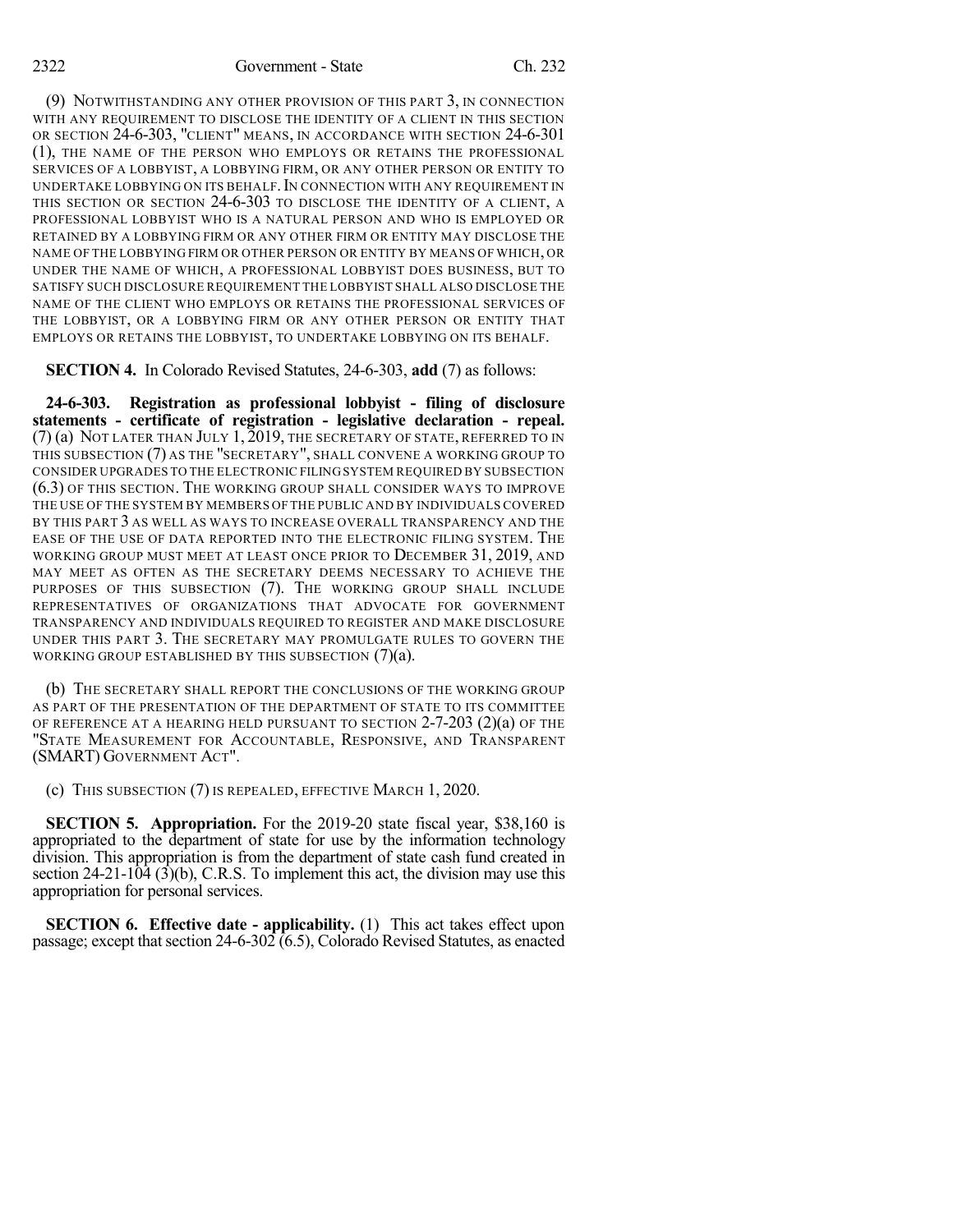(9) NOTWITHSTANDING ANY OTHER PROVISION OF THIS PART 3, IN CONNECTION WITH ANY REQUIREMENT TO DISCLOSE THE IDENTITY OF A CLIENT IN THIS SECTION OR SECTION 24-6-303, "CLIENT" MEANS, IN ACCORDANCE WITH SECTION 24-6-301 (1), THE NAME OF THE PERSON WHO EMPLOYS OR RETAINS THE PROFESSIONAL SERVICES OF A LOBBYIST, A LOBBYING FIRM, OR ANY OTHER PERSON OR ENTITY TO UNDERTAKE LOBBYING ON ITS BEHALF. IN CONNECTION WITH ANY REQUIREMENT IN THIS SECTION OR SECTION 24-6-303 TO DISCLOSE THE IDENTITY OF A CLIENT, A PROFESSIONAL LOBBYIST WHO IS A NATURAL PERSON AND WHO IS EMPLOYED OR RETAINED BY A LOBBYING FIRM OR ANY OTHER FIRM OR ENTITY MAY DISCLOSE THE NAME OF THE LOBBYING FIRM OR OTHER PERSON OR ENTITY BY MEANS OF WHICH, OR UNDER THE NAME OF WHICH, A PROFESSIONAL LOBBYIST DOES BUSINESS, BUT TO SATISFY SUCH DISCLOSURE REQUIREMENT THE LOBBYIST SHALL ALSO DISCLOSE THE NAME OF THE CLIENT WHO EMPLOYS OR RETAINS THE PROFESSIONAL SERVICES OF THE LOBBYIST, OR A LOBBYING FIRM OR ANY OTHER PERSON OR ENTITY THAT EMPLOYS OR RETAINS THE LOBBYIST, TO UNDERTAKE LOBBYING ON ITS BEHALF.

**SECTION 4.** In Colorado Revised Statutes, 24-6-303, **add** (7) as follows:

**24-6-303. Registration as professional lobbyist - filing of disclosure statements - certificate of registration - legislative declaration - repeal.** (7) (a) NOT LATER THAN JULY 1, 2019, THE SECRETARY OF STATE, REFERRED TO IN THIS SUBSECTION (7) AS THE "SECRETARY", SHALL CONVENE A WORKING GROUP TO CONSIDER UPGRADES TO THE ELECTRONIC FILING SYSTEM REQUIRED BY SUBSECTION (6.3) OF THIS SECTION. THE WORKING GROUP SHALL CONSIDER WAYS TO IMPROVE THE USE OF THE SYSTEM BY MEMBERS OF THE PUBLIC AND BY INDIVIDUALS COVERED BY THIS PART 3 AS WELL AS WAYS TO INCREASE OVERALL TRANSPARENCY AND THE EASE OF THE USE OF DATA REPORTED INTO THE ELECTRONIC FILING SYSTEM. THE WORKING GROUP MUST MEET AT LEAST ONCE PRIOR TO DECEMBER 31, 2019, AND MAY MEET AS OFTEN AS THE SECRETARY DEEMS NECESSARY TO ACHIEVE THE PURPOSES OF THIS SUBSECTION (7). THE WORKING GROUP SHALL INCLUDE REPRESENTATIVES OF ORGANIZATIONS THAT ADVOCATE FOR GOVERNMENT TRANSPARENCY AND INDIVIDUALS REQUIRED TO REGISTER AND MAKE DISCLOSURE UNDER THIS PART 3. THE SECRETARY MAY PROMULGATE RULES TO GOVERN THE WORKING GROUP ESTABLISHED BY THIS SUBSECTION (7)(a).

(b) THE SECRETARY SHALL REPORT THE CONCLUSIONS OF THE WORKING GROUP AS PART OF THE PRESENTATION OF THE DEPARTMENT OF STATE TO ITS COMMITTEE OF REFERENCE AT A HEARING HELD PURSUANT TO SECTION 2-7-203 (2)(a) OF THE "STATE MEASUREMENT FOR ACCOUNTABLE, RESPONSIVE, AND TRANSPARENT (SMART) GOVERNMENT ACT".

(c) THIS SUBSECTION (7) IS REPEALED, EFFECTIVE MARCH 1, 2020.

**SECTION 5. Appropriation.** For the 2019-20 state fiscal year, $38,160 is appropriated to the department of state for use by the information technology division. This appropriation is from the department of state cash fund created in section 24-21-104 (3)(b), C.R.S. To implement this act, the division may use this appropriation for personal services.

**SECTION 6. Effective date - applicability.** (1) This act takes effect upon passage; except that section 24-6-302 (6.5), Colorado Revised Statutes, as enacted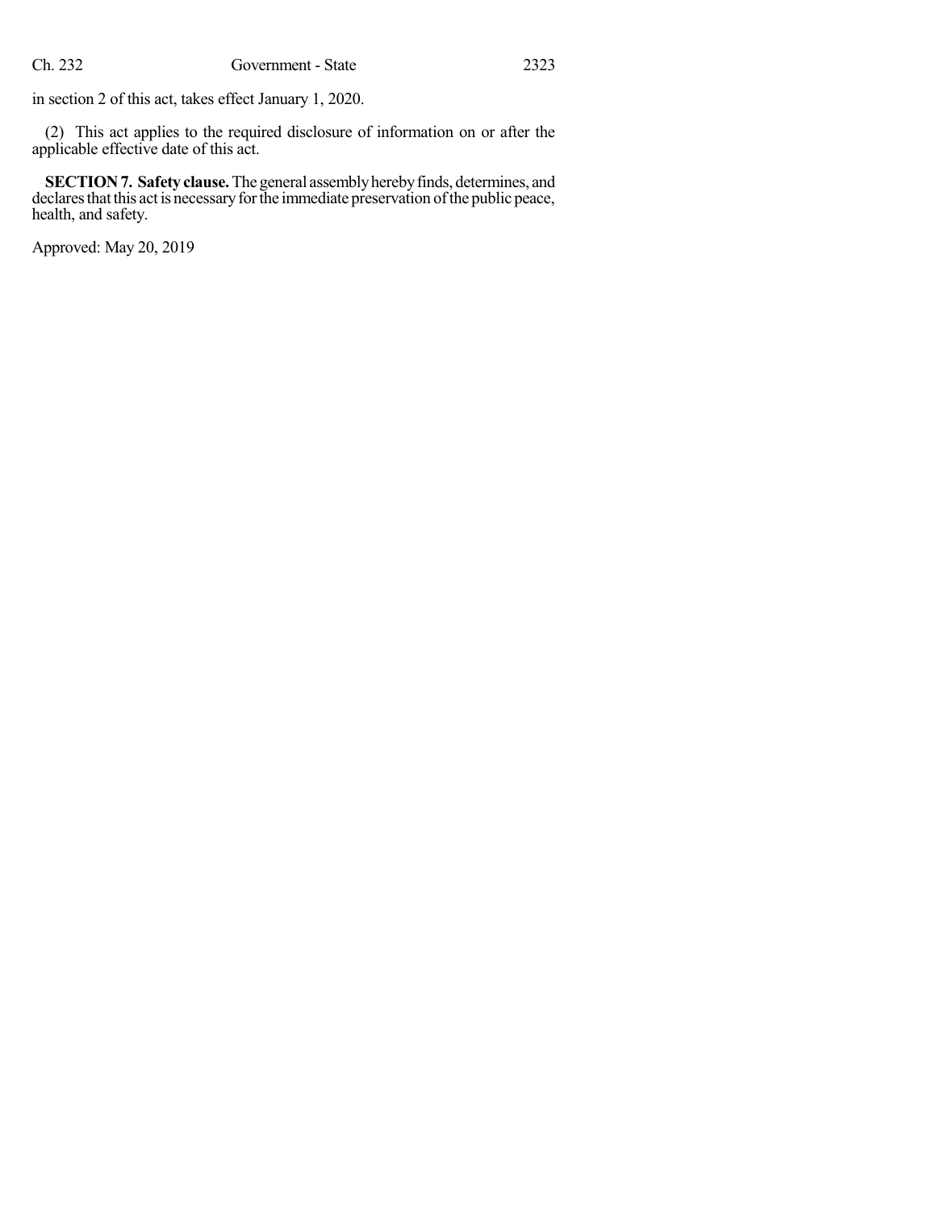in section 2 of this act, takes effect January 1, 2020.

(2) This act applies to the required disclosure of information on or after the applicable effective date of this act.

**SECTION 7. Safety clause.** The general assembly hereby finds, determines, and declares that this act is necessary for the immediate preservation of the public peace, health, and safety.

Approved: May 20, 2019